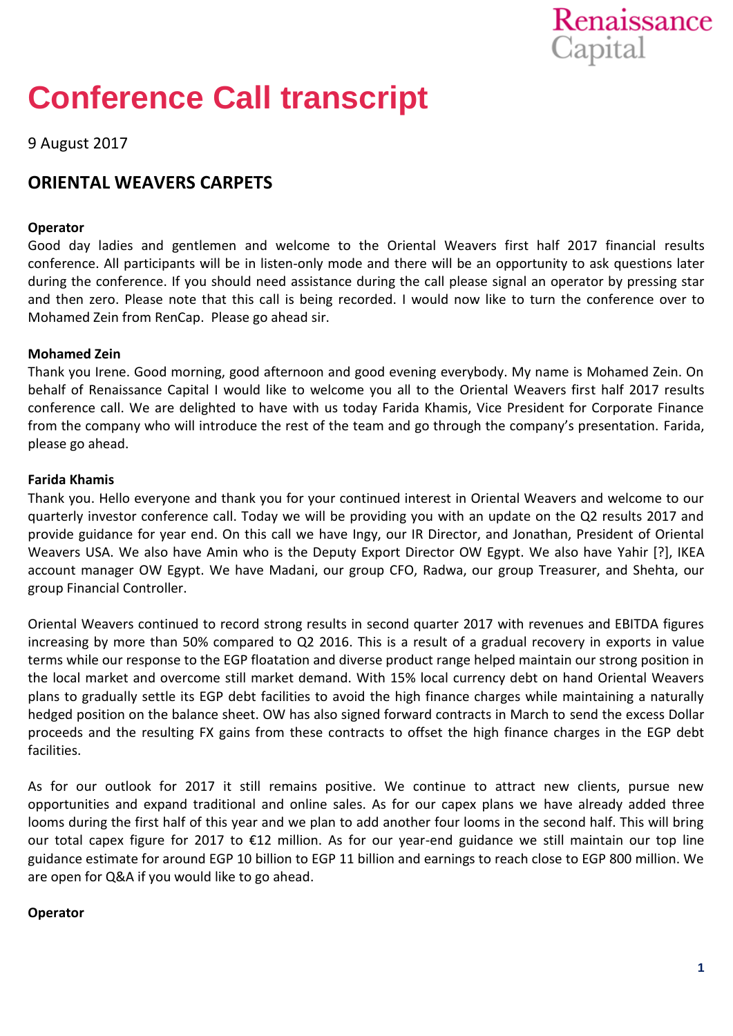# Conference Call transcript

9 August 2017

## ORIENTAL WEAVERS CARPETS

**Operator**

Good day ladies and gentlemen and welcome to the Oriental Weavers first half 2017 financial results conference. All participants will be in listen-only mode and there will be an opportunity to ask questions later during the conference. If you should need assistance during the call please signal an operator by pressing star and then zero. Please note that this call is being recorded. I would now like to turn the conference over to Mohamed Zein from RenCap. Please go ahead sir.

**Mohamed Zein**

Thank you Irene. Good morning, good afternoon and good evening everybody. My name is Mohamed Zein. On behalf of Renaissance Capital I would like to welcome you all to the Oriental Weavers first half 2017 results conference call. We are delighted to have with us today Farida Khamis, Vice President for Corporate Finance from the company who will introduce the rest of the team and go through the company's presentation. Farida, please go ahead.

**Farida Khamis**

Thank you. Hello everyone and thank you for your continued interest in Oriental Weavers and welcome to our quarterly investor conference call. Today we will be providing you with an update on the Q2 results 2017 and provide guidance for year end. On this call we have Ingy, our IR Director, and Jonathan, President of Oriental Weavers USA. We also have Amin who is the Deputy Export Director OW Egypt. We also have Yahir [?], IKEA account manager OW Egypt. We have Madani, our group CFO, Radwa, our group Treasurer, and Shehta, our group Financial Controller.

Oriental Weavers continued to record strong results in second quarter 2017 with revenues and EBITDA figures increasing by more than 50% compared to Q2 2016. This is a result of a gradual recovery in exports in value terms while our response to the EGP floatation and diverse product range helped maintain our strong position in the local market and overcome still market demand. With 15% local currency debt on hand Oriental Weavers plans to gradually settle its EGP debt facilities to avoid the high finance charges while maintaining a naturally hedged position on the balance sheet. OW has also signed forward contracts in March to send the excess Dollar proceeds and the resulting FX gains from these contracts to offset the high finance charges in the EGP debt facilities.

As for our outlook for 2017 it still remains positive. We continue to attract new clients, pursue new opportunities and expand traditional and online sales. As for our capex plans we have already added three looms during the first half of this year and we plan to add another four looms in the second half. This will bring our total capex figure for 2017 to €12 million. As for our year-end guidance we still maintain our top line guidance estimate for around EGP 10 billion to EGP 11 billion and earnings to reach close to EGP 800 million. We are open for Q&A if you would like to go ahead.

**Operator**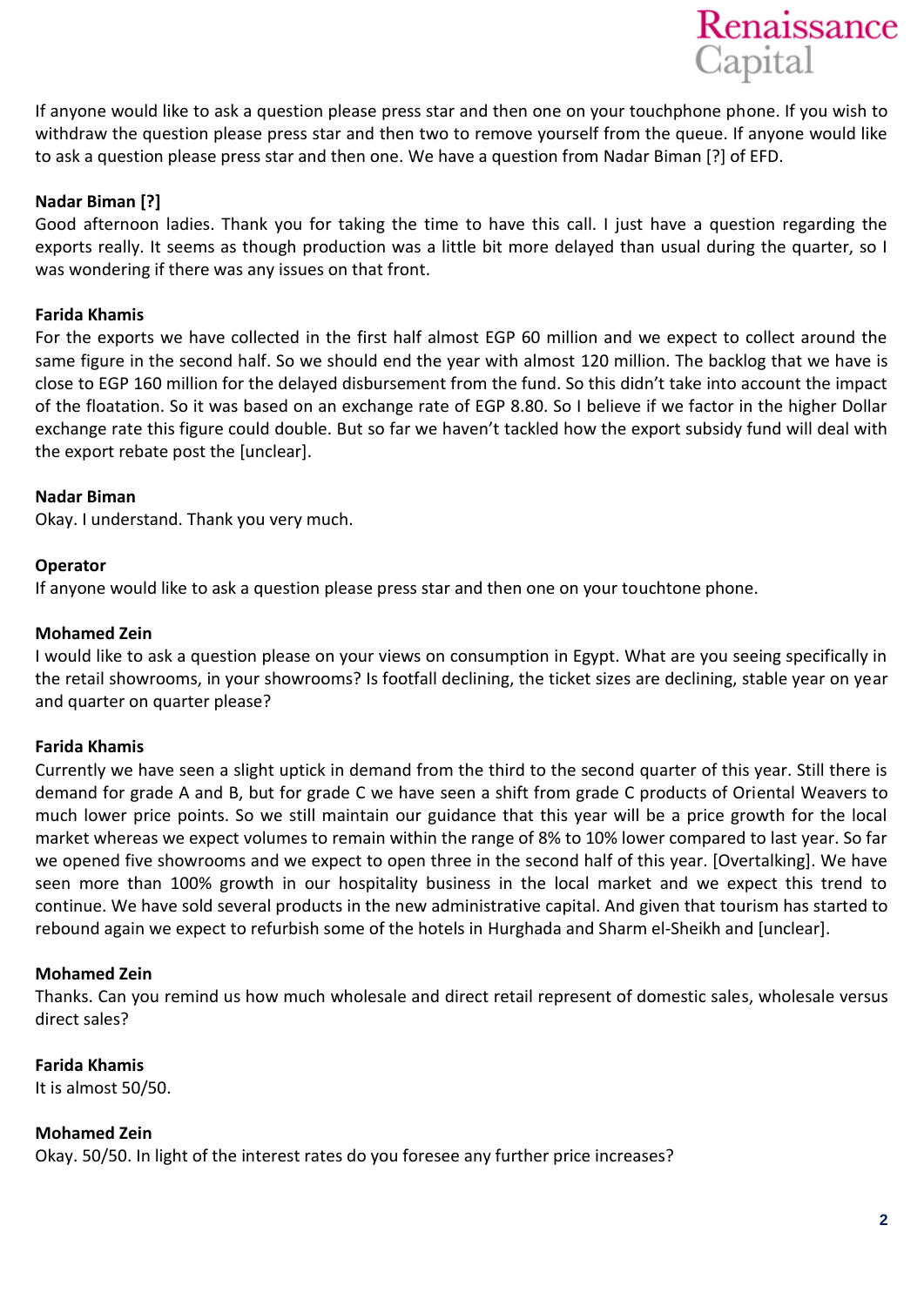If anyone would like to ask a question please press star and then one on your touchphone phone. If you wish to withdraw the question please press star and then two to remove yourself from the queue. If anyone would like to ask a question please press star and then one. We have a question from Nadar Biman [?] of EFD.

**Nadar Biman [?]**
Good afternoon ladies. Thank you for taking the time to have this call. I just have a question regarding the exports really. It seems as though production was a little bit more delayed than usual during the quarter, so I was wondering if there was any issues on that front.

**Farida Khamis**
For the exports we have collected in the first half almost EGP 60 million and we expect to collect around the same figure in the second half. So we should end the year with almost 120 million. The backlog that we have is close to EGP 160 million for the delayed disbursement from the fund. So this didn't take into account the impact of the floatation. So it was based on an exchange rate of EGP 8.80. So I believe if we factor in the higher Dollar exchange rate this figure could double. But so far we haven't tackled how the export subsidy fund will deal with the export rebate post the [unclear].

**Nadar Biman**
Okay. I understand. Thank you very much.

**Operator**
If anyone would like to ask a question please press star and then one on your touchtone phone.

**Mohamed Zein**
I would like to ask a question please on your views on consumption in Egypt. What are you seeing specifically in the retail showrooms, in your showrooms? Is footfall declining, the ticket sizes are declining, stable year on year and quarter on quarter please?

**Farida Khamis**
Currently we have seen a slight uptick in demand from the third to the second quarter of this year. Still there is demand for grade A and B, but for grade C we have seen a shift from grade C products of Oriental Weavers to much lower price points. So we still maintain our guidance that this year will be a price growth for the local market whereas we expect volumes to remain within the range of 8% to 10% lower compared to last year. So far we opened five showrooms and we expect to open three in the second half of this year. [Overtalking]. We have seen more than 100% growth in our hospitality business in the local market and we expect this trend to continue. We have sold several products in the new administrative capital. And given that tourism has started to rebound again we expect to refurbish some of the hotels in Hurghada and Sharm el-Sheikh and [unclear].

**Mohamed Zein**
Thanks. Can you remind us how much wholesale and direct retail represent of domestic sales, wholesale versus direct sales?

**Farida Khamis**
It is almost 50/50.

**Mohamed Zein**
Okay. 50/50. In light of the interest rates do you foresee any further price increases?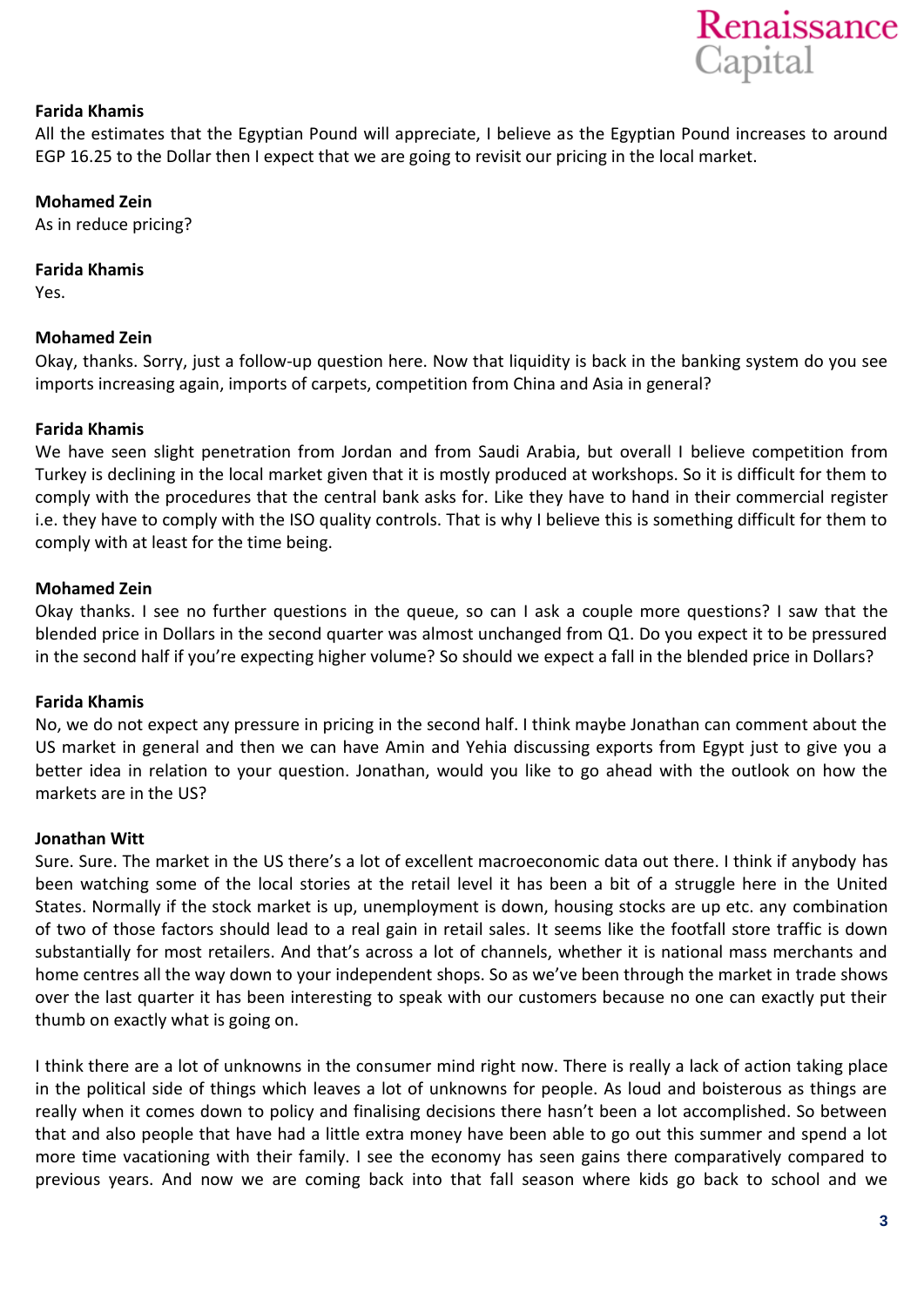**Farida Khamis**
All the estimates that the Egyptian Pound will appreciate, I believe as the Egyptian Pound increases to around EGP 16.25 to the Dollar then I expect that we are going to revisit our pricing in the local market.

**Mohamed Zein**
As in reduce pricing?

**Farida Khamis**
Yes.

**Mohamed Zein**
Okay, thanks. Sorry, just a follow-up question here. Now that liquidity is back in the banking system do you see imports increasing again, imports of carpets, competition from China and Asia in general?

**Farida Khamis**
We have seen slight penetration from Jordan and from Saudi Arabia, but overall I believe competition from Turkey is declining in the local market given that it is mostly produced at workshops. So it is difficult for them to comply with the procedures that the central bank asks for. Like they have to hand in their commercial register i.e. they have to comply with the ISO quality controls. That is why I believe this is something difficult for them to comply with at least for the time being.

**Mohamed Zein**
Okay thanks. I see no further questions in the queue, so can I ask a couple more questions? I saw that the blended price in Dollars in the second quarter was almost unchanged from Q1. Do you expect it to be pressured in the second half if you're expecting higher volume? So should we expect a fall in the blended price in Dollars?

**Farida Khamis**
No, we do not expect any pressure in pricing in the second half. I think maybe Jonathan can comment about the US market in general and then we can have Amin and Yehia discussing exports from Egypt just to give you a better idea in relation to your question. Jonathan, would you like to go ahead with the outlook on how the markets are in the US?

**Jonathan Witt**
Sure. Sure. The market in the US there's a lot of excellent macroeconomic data out there. I think if anybody has been watching some of the local stories at the retail level it has been a bit of a struggle here in the United States. Normally if the stock market is up, unemployment is down, housing stocks are up etc. any combination of two of those factors should lead to a real gain in retail sales. It seems like the footfall store traffic is down substantially for most retailers. And that's across a lot of channels, whether it is national mass merchants and home centres all the way down to your independent shops. So as we've been through the market in trade shows over the last quarter it has been interesting to speak with our customers because no one can exactly put their thumb on exactly what is going on.

I think there are a lot of unknowns in the consumer mind right now. There is really a lack of action taking place in the political side of things which leaves a lot of unknowns for people. As loud and boisterous as things are really when it comes down to policy and finalising decisions there hasn't been a lot accomplished. So between that and also people that have had a little extra money have been able to go out this summer and spend a lot more time vacationing with their family. I see the economy has seen gains there comparatively compared to previous years. And now we are coming back into that fall season where kids go back to school and we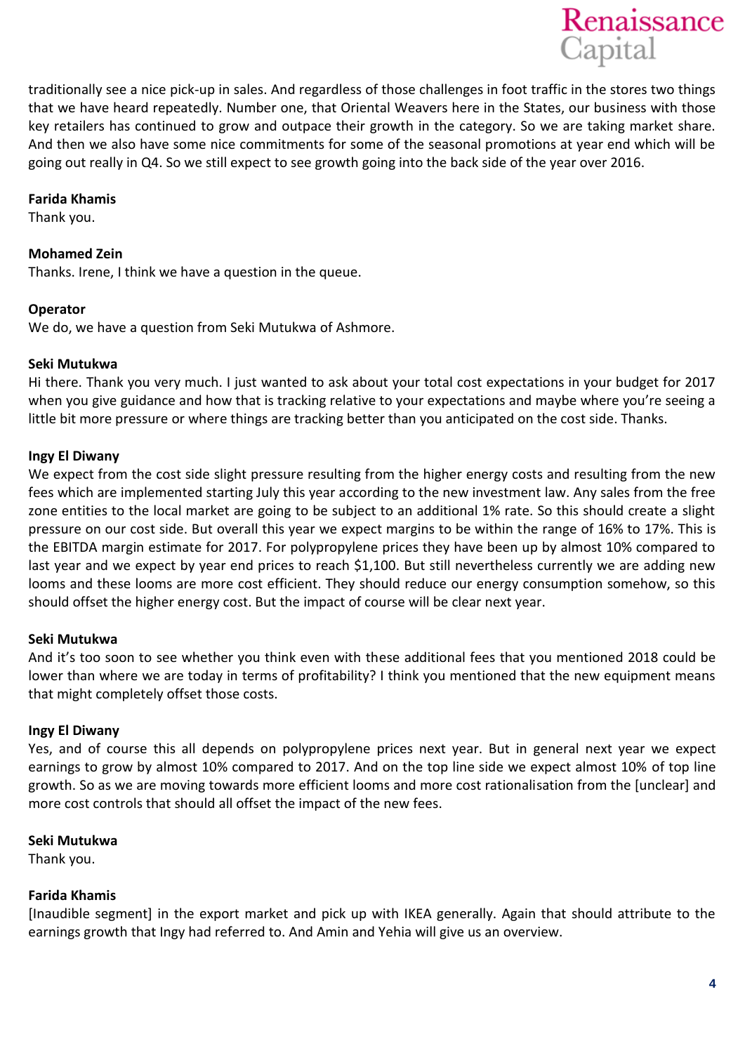traditionally see a nice pick-up in sales. And regardless of those challenges in foot traffic in the stores two things that we have heard repeatedly. Number one, that Oriental Weavers here in the States, our business with those key retailers has continued to grow and outpace their growth in the category. So we are taking market share. And then we also have some nice commitments for some of the seasonal promotions at year end which will be going out really in Q4. So we still expect to see growth going into the back side of the year over 2016.

**Farida Khamis**
Thank you.

**Mohamed Zein**
Thanks. Irene, I think we have a question in the queue.

**Operator**
We do, we have a question from Seki Mutukwa of Ashmore.

**Seki Mutukwa**
Hi there. Thank you very much. I just wanted to ask about your total cost expectations in your budget for 2017 when you give guidance and how that is tracking relative to your expectations and maybe where you're seeing a little bit more pressure or where things are tracking better than you anticipated on the cost side. Thanks.

**Ingy El Diwany**
We expect from the cost side slight pressure resulting from the higher energy costs and resulting from the new fees which are implemented starting July this year according to the new investment law. Any sales from the free zone entities to the local market are going to be subject to an additional 1% rate. So this should create a slight pressure on our cost side. But overall this year we expect margins to be within the range of 16% to 17%. This is the EBITDA margin estimate for 2017. For polypropylene prices they have been up by almost 10% compared to last year and we expect by year end prices to reach $1,100. But still nevertheless currently we are adding new looms and these looms are more cost efficient. They should reduce our energy consumption somehow, so this should offset the higher energy cost. But the impact of course will be clear next year.

**Seki Mutukwa**
And it's too soon to see whether you think even with these additional fees that you mentioned 2018 could be lower than where we are today in terms of profitability? I think you mentioned that the new equipment means that might completely offset those costs.

**Ingy El Diwany**
Yes, and of course this all depends on polypropylene prices next year. But in general next year we expect earnings to grow by almost 10% compared to 2017. And on the top line side we expect almost 10% of top line growth. So as we are moving towards more efficient looms and more cost rationalisation from the [unclear] and more cost controls that should all offset the impact of the new fees.

**Seki Mutukwa**
Thank you.

**Farida Khamis**
[Inaudible segment] in the export market and pick up with IKEA generally. Again that should attribute to the earnings growth that Ingy had referred to. And Amin and Yehia will give us an overview.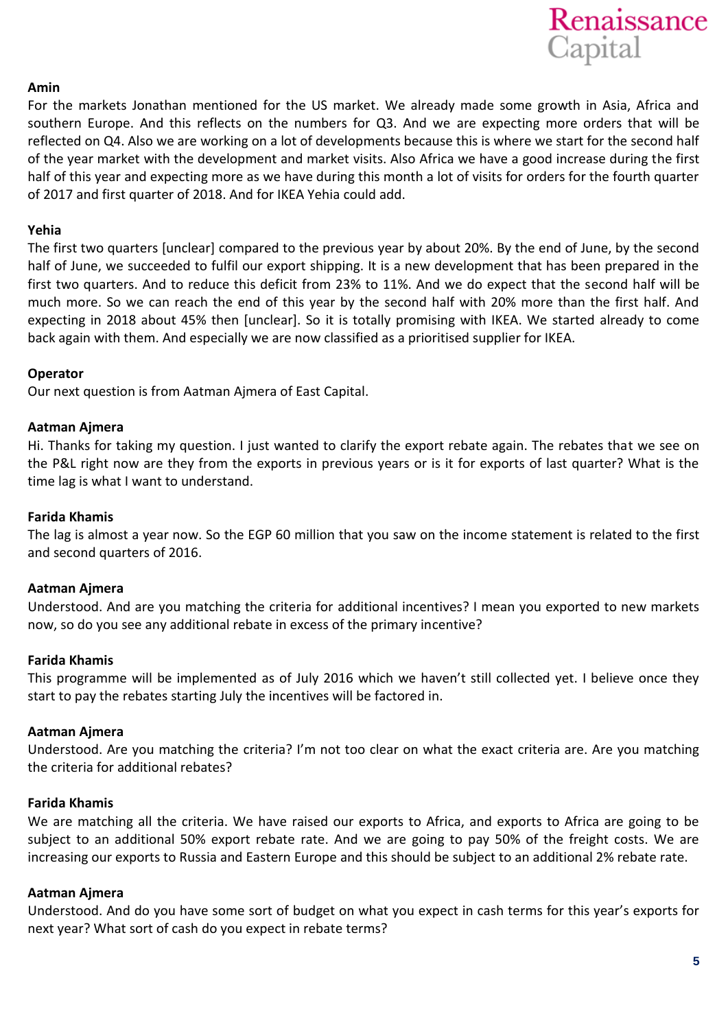**Amin**

For the markets Jonathan mentioned for the US market. We already made some growth in Asia, Africa and southern Europe. And this reflects on the numbers for Q3. And we are expecting more orders that will be reflected on Q4. Also we are working on a lot of developments because this is where we start for the second half of the year market with the development and market visits. Also Africa we have a good increase during the first half of this year and expecting more as we have during this month a lot of visits for orders for the fourth quarter of 2017 and first quarter of 2018. And for IKEA Yehia could add.

**Yehia**

The first two quarters [unclear] compared to the previous year by about 20%. By the end of June, by the second half of June, we succeeded to fulfil our export shipping. It is a new development that has been prepared in the first two quarters. And to reduce this deficit from 23% to 11%. And we do expect that the second half will be much more. So we can reach the end of this year by the second half with 20% more than the first half. And expecting in 2018 about 45% then [unclear]. So it is totally promising with IKEA. We started already to come back again with them. And especially we are now classified as a prioritised supplier for IKEA.

**Operator**

Our next question is from Aatman Ajmera of East Capital.

**Aatman Ajmera**

Hi. Thanks for taking my question. I just wanted to clarify the export rebate again. The rebates that we see on the P&L right now are they from the exports in previous years or is it for exports of last quarter? What is the time lag is what I want to understand.

**Farida Khamis**

The lag is almost a year now. So the EGP 60 million that you saw on the income statement is related to the first and second quarters of 2016.

**Aatman Ajmera**

Understood. And are you matching the criteria for additional incentives? I mean you exported to new markets now, so do you see any additional rebate in excess of the primary incentive?

**Farida Khamis**

This programme will be implemented as of July 2016 which we haven't still collected yet. I believe once they start to pay the rebates starting July the incentives will be factored in.

**Aatman Ajmera**

Understood. Are you matching the criteria? I'm not too clear on what the exact criteria are. Are you matching the criteria for additional rebates?

**Farida Khamis**

We are matching all the criteria. We have raised our exports to Africa, and exports to Africa are going to be subject to an additional 50% export rebate rate. And we are going to pay 50% of the freight costs. We are increasing our exports to Russia and Eastern Europe and this should be subject to an additional 2% rebate rate.

**Aatman Ajmera**

Understood. And do you have some sort of budget on what you expect in cash terms for this year's exports for next year? What sort of cash do you expect in rebate terms?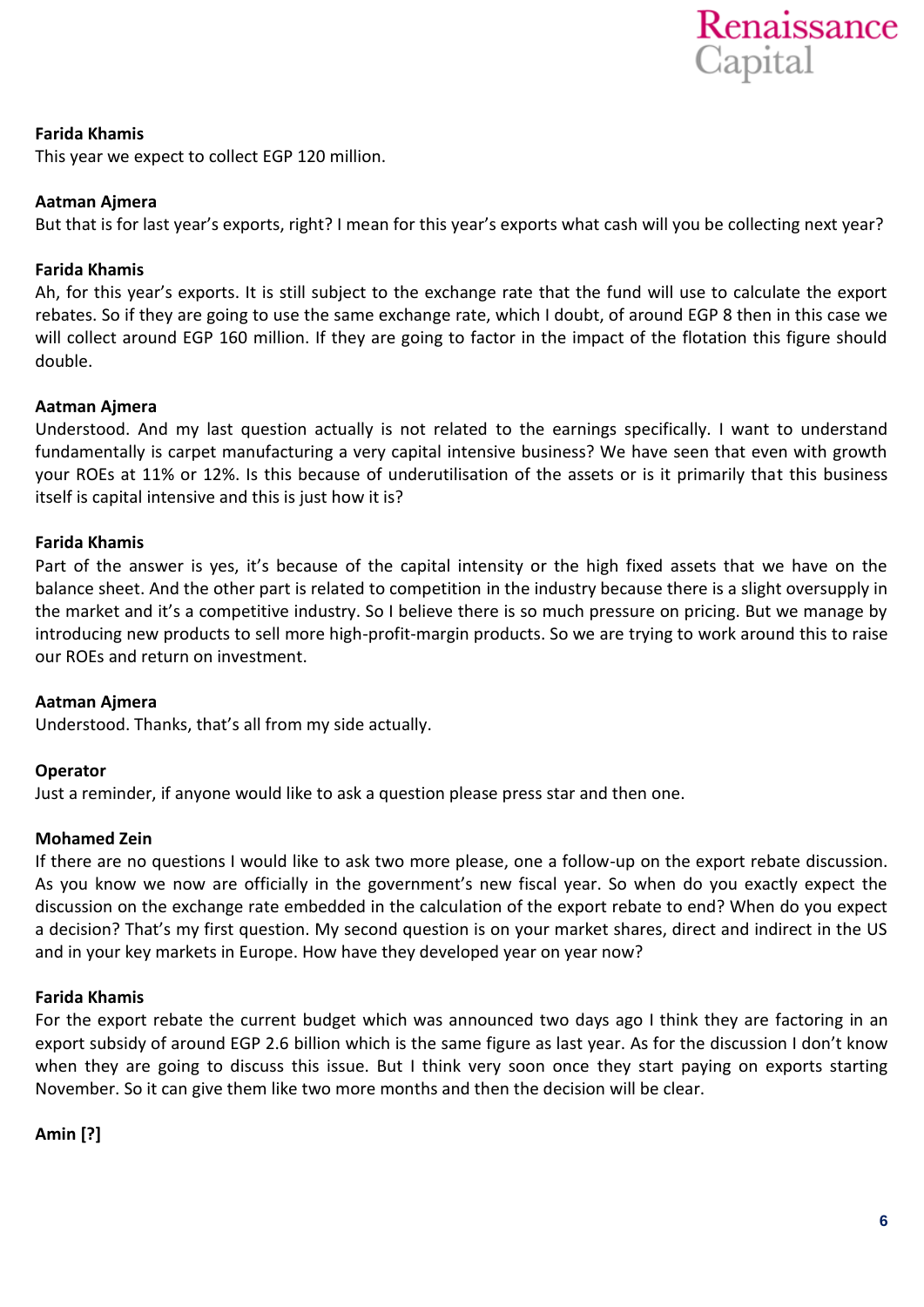**Farida Khamis**
This year we expect to collect EGP 120 million.

**Aatman Ajmera**
But that is for last year's exports, right? I mean for this year's exports what cash will you be collecting next year?

**Farida Khamis**
Ah, for this year's exports. It is still subject to the exchange rate that the fund will use to calculate the export rebates. So if they are going to use the same exchange rate, which I doubt, of around EGP 8 then in this case we will collect around EGP 160 million. If they are going to factor in the impact of the flotation this figure should double.

**Aatman Ajmera**
Understood. And my last question actually is not related to the earnings specifically. I want to understand fundamentally is carpet manufacturing a very capital intensive business? We have seen that even with growth your ROEs at 11% or 12%. Is this because of underutilisation of the assets or is it primarily that this business itself is capital intensive and this is just how it is?

**Farida Khamis**
Part of the answer is yes, it's because of the capital intensity or the high fixed assets that we have on the balance sheet. And the other part is related to competition in the industry because there is a slight oversupply in the market and it's a competitive industry. So I believe there is so much pressure on pricing. But we manage by introducing new products to sell more high-profit-margin products. So we are trying to work around this to raise our ROEs and return on investment.

**Aatman Ajmera**
Understood. Thanks, that's all from my side actually.

**Operator**
Just a reminder, if anyone would like to ask a question please press star and then one.

**Mohamed Zein**
If there are no questions I would like to ask two more please, one a follow-up on the export rebate discussion. As you know we now are officially in the government's new fiscal year. So when do you exactly expect the discussion on the exchange rate embedded in the calculation of the export rebate to end? When do you expect a decision? That's my first question. My second question is on your market shares, direct and indirect in the US and in your key markets in Europe. How have they developed year on year now?

**Farida Khamis**
For the export rebate the current budget which was announced two days ago I think they are factoring in an export subsidy of around EGP 2.6 billion which is the same figure as last year. As for the discussion I don't know when they are going to discuss this issue. But I think very soon once they start paying on exports starting November. So it can give them like two more months and then the decision will be clear.

**Amin [?]**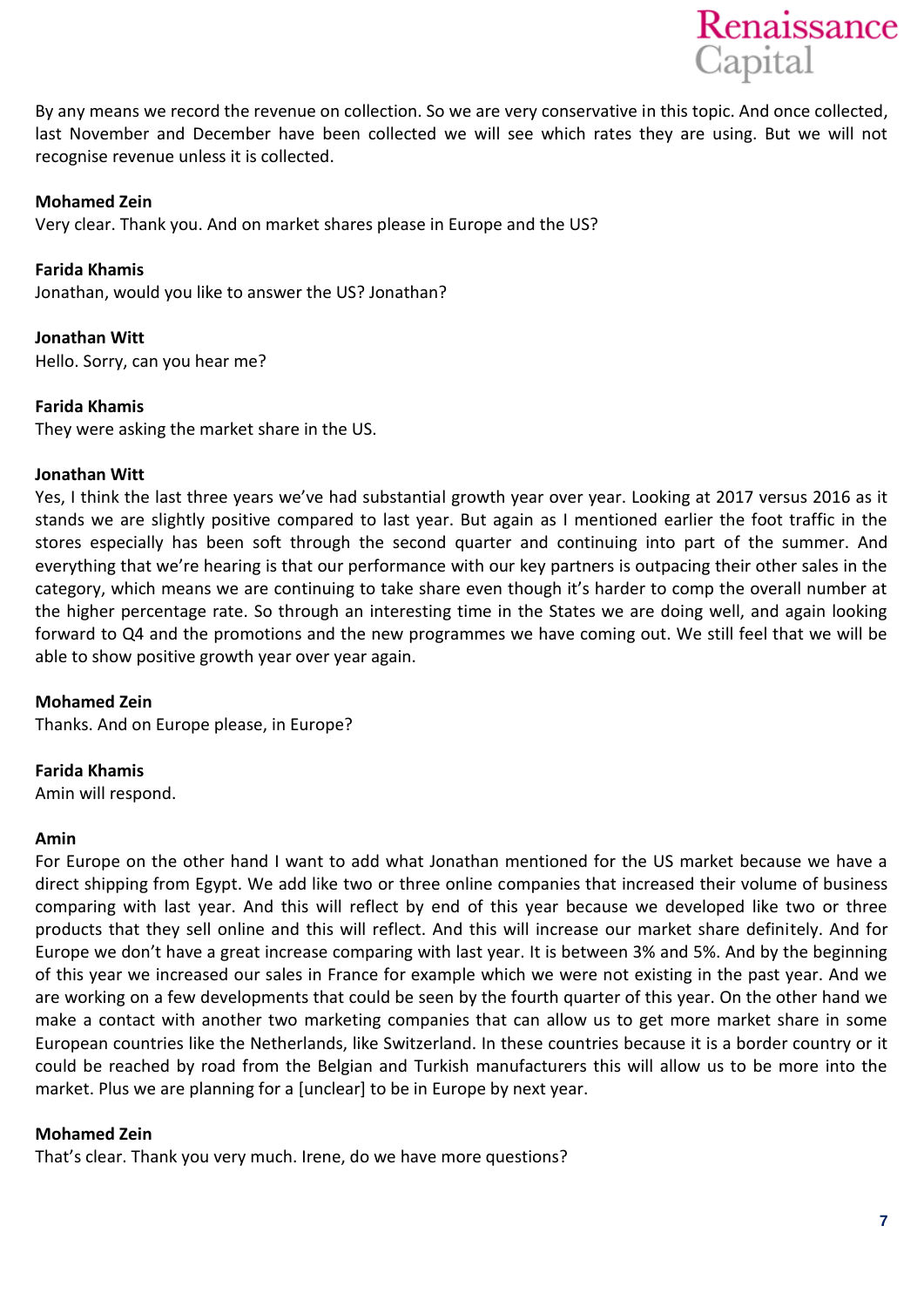By any means we record the revenue on collection. So we are very conservative in this topic. And once collected, last November and December have been collected we will see which rates they are using. But we will not recognise revenue unless it is collected.

**Mohamed Zein**
Very clear. Thank you. And on market shares please in Europe and the US?

**Farida Khamis**
Jonathan, would you like to answer the US? Jonathan?

**Jonathan Witt**
Hello. Sorry, can you hear me?

**Farida Khamis**
They were asking the market share in the US.

**Jonathan Witt**
Yes, I think the last three years we've had substantial growth year over year. Looking at 2017 versus 2016 as it stands we are slightly positive compared to last year. But again as I mentioned earlier the foot traffic in the stores especially has been soft through the second quarter and continuing into part of the summer. And everything that we're hearing is that our performance with our key partners is outpacing their other sales in the category, which means we are continuing to take share even though it's harder to comp the overall number at the higher percentage rate. So through an interesting time in the States we are doing well, and again looking forward to Q4 and the promotions and the new programmes we have coming out. We still feel that we will be able to show positive growth year over year again.

**Mohamed Zein**
Thanks. And on Europe please, in Europe?

**Farida Khamis**
Amin will respond.

**Amin**
For Europe on the other hand I want to add what Jonathan mentioned for the US market because we have a direct shipping from Egypt. We add like two or three online companies that increased their volume of business comparing with last year. And this will reflect by end of this year because we developed like two or three products that they sell online and this will reflect. And this will increase our market share definitely. And for Europe we don't have a great increase comparing with last year. It is between 3% and 5%. And by the beginning of this year we increased our sales in France for example which we were not existing in the past year. And we are working on a few developments that could be seen by the fourth quarter of this year. On the other hand we make a contact with another two marketing companies that can allow us to get more market share in some European countries like the Netherlands, like Switzerland. In these countries because it is a border country or it could be reached by road from the Belgian and Turkish manufacturers this will allow us to be more into the market. Plus we are planning for a [unclear] to be in Europe by next year.

**Mohamed Zein**
That's clear. Thank you very much. Irene, do we have more questions?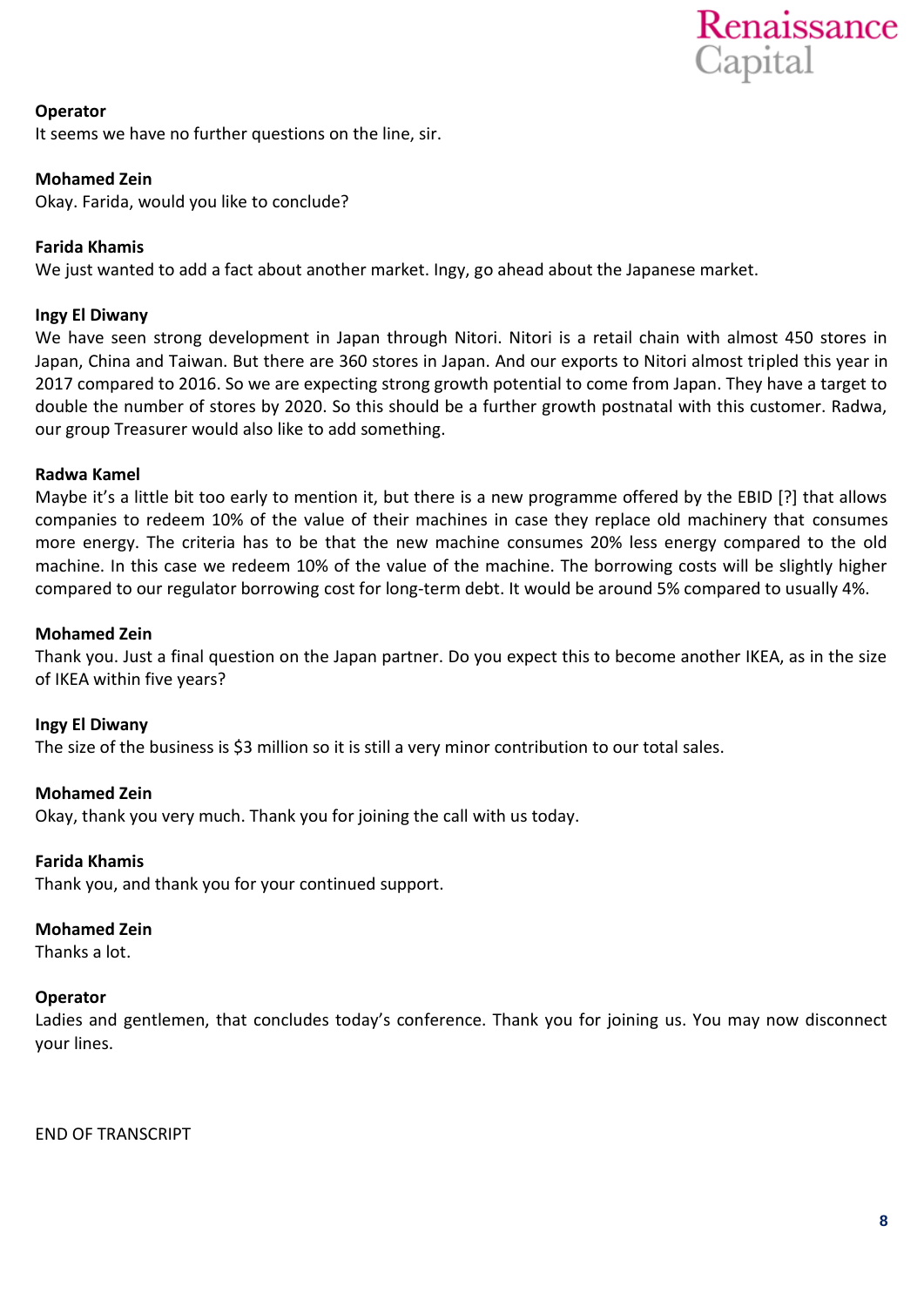**Operator**
It seems we have no further questions on the line, sir.

**Mohamed Zein**
Okay. Farida, would you like to conclude?

**Farida Khamis**
We just wanted to add a fact about another market. Ingy, go ahead about the Japanese market.

**Ingy El Diwany**
We have seen strong development in Japan through Nitori. Nitori is a retail chain with almost 450 stores in Japan, China and Taiwan. But there are 360 stores in Japan. And our exports to Nitori almost tripled this year in 2017 compared to 2016. So we are expecting strong growth potential to come from Japan. They have a target to double the number of stores by 2020. So this should be a further growth postnatal with this customer. Radwa, our group Treasurer would also like to add something.

**Radwa Kamel**
Maybe it's a little bit too early to mention it, but there is a new programme offered by the EBID [?] that allows companies to redeem 10% of the value of their machines in case they replace old machinery that consumes more energy. The criteria has to be that the new machine consumes 20% less energy compared to the old machine. In this case we redeem 10% of the value of the machine. The borrowing costs will be slightly higher compared to our regulator borrowing cost for long-term debt. It would be around 5% compared to usually 4%.

**Mohamed Zein**
Thank you. Just a final question on the Japan partner. Do you expect this to become another IKEA, as in the size of IKEA within five years?

**Ingy El Diwany**
The size of the business is $3 million so it is still a very minor contribution to our total sales.

**Mohamed Zein**
Okay, thank you very much. Thank you for joining the call with us today.

**Farida Khamis**
Thank you, and thank you for your continued support.

**Mohamed Zein**
Thanks a lot.

**Operator**
Ladies and gentlemen, that concludes today's conference. Thank you for joining us. You may now disconnect your lines.

END OF TRANSCRIPT